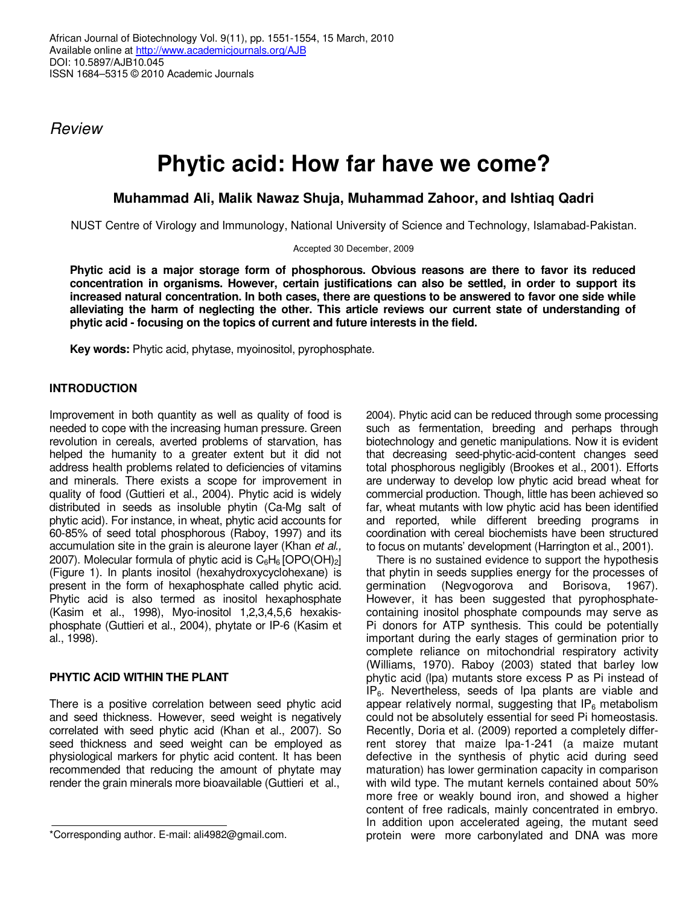*Review*

# Phytic acid: How far have we come?

**Muhammad Ali, Malik Nawaz Shuja, Muhammad Zahoor, and Ishtiaq Qadri**

NUST Centre of Virology and Immunology, National University of Science and Technology, Islamabad-Pakistan.

Accepted 30 December, 2009

**Phytic acid is a major storage form of phosphorous. Obvious reasons are there to favor its reduced concentration in organisms. However, certain justifications can also be settled, in order to support its increased natural concentration. In both cases, there are questions to be answered to favor one side while alleviating the harm of neglecting the other. This article reviews our current state of understanding of phytic acid - focusing on the topics of current and future interests in the field.**

**Key words:** Phytic acid, phytase, myoinositol, pyrophosphate.

## INTRODUCTION

Improvement in both quantity as well as quality of food is needed to cope with the increasing human pressure. Green revolution in cereals, averted problems of starvation, has helped the humanity to a greater extent but it did not address health problems related to deficiencies of vitamins and minerals. There exists a scope for improvement in quality of food (Guttieri et al., 2004). Phytic acid is widely distributed in seeds as insoluble phytin (Ca-Mg salt of phytic acid). For instance, in wheat, phytic acid accounts for 60-85% of seed total phosphorous (Raboy, 1997) and its accumulation site in the grain is aleurone layer (Khan *et al.,* 2007). Molecular formula of phytic acid is $C_6H_6\,[OPO(OH)_2]$ (Figure 1). In plants inositol (hexahydroxycyclohexane) is present in the form of hexaphosphate called phytic acid. Phytic acid is also termed as inositol hexaphosphate (Kasim et al., 1998), Myo-inositol 1,2,3,4,5,6 hexakis-phosphate (Guttieri et al., 2004), phytate or IP-6 (Kasim et al., 1998).

## PHYTIC ACID WITHIN THE PLANT

There is a positive correlation between seed phytic acid and seed thickness. However, seed weight is negatively correlated with seed phytic acid (Khan et al., 2007). So seed thickness and seed weight can be employed as physiological markers for phytic acid content. It has been recommended that reducing the amount of phytate may render the grain minerals more bioavailable (Guttieri et al., 2004). Phytic acid can be reduced through some processing such as fermentation, breeding and perhaps through biotechnology and genetic manipulations. Now it is evident that decreasing seed-phytic-acid-content changes seed total phosphorous negligibly (Brookes et al., 2001). Efforts are underway to develop low phytic acid bread wheat for commercial production. Though, little has been achieved so far, wheat mutants with low phytic acid has been identified and reported, while different breeding programs in coordination with cereal biochemists have been structured to focus on mutants' development (Harrington et al., 2001).

There is no sustained evidence to support the hypothesis that phytin in seeds supplies energy for the processes of germination (Negvogorova and Borisova, 1967). However, it has been suggested that pyrophosphate-containing inositol phosphate compounds may serve as Pi donors for ATP synthesis. This could be potentially important during the early stages of germination prior to complete reliance on mitochondrial respiratory activity (Williams, 1970). Raboy (2003) stated that barley low phytic acid (lpa) mutants store excess P as Pi instead of $IP_6$. Nevertheless, seeds of lpa plants are viable and appear relatively normal, suggesting that $IP_6$ metabolism could not be absolutely essential for seed Pi homeostasis. Recently, Doria et al. (2009) reported a completely different storey that maize lpa-1-241 (a maize mutant defective in the synthesis of phytic acid during seed maturation) has lower germination capacity in comparison with wild type. The mutant kernels contained about 50% more free or weakly bound iron, and showed a higher content of free radicals, mainly concentrated in embryo. In addition upon accelerated ageing, the mutant seed protein were more carbonylated and DNA was more

*Corresponding author. E-mail: ali4982@gmail.com.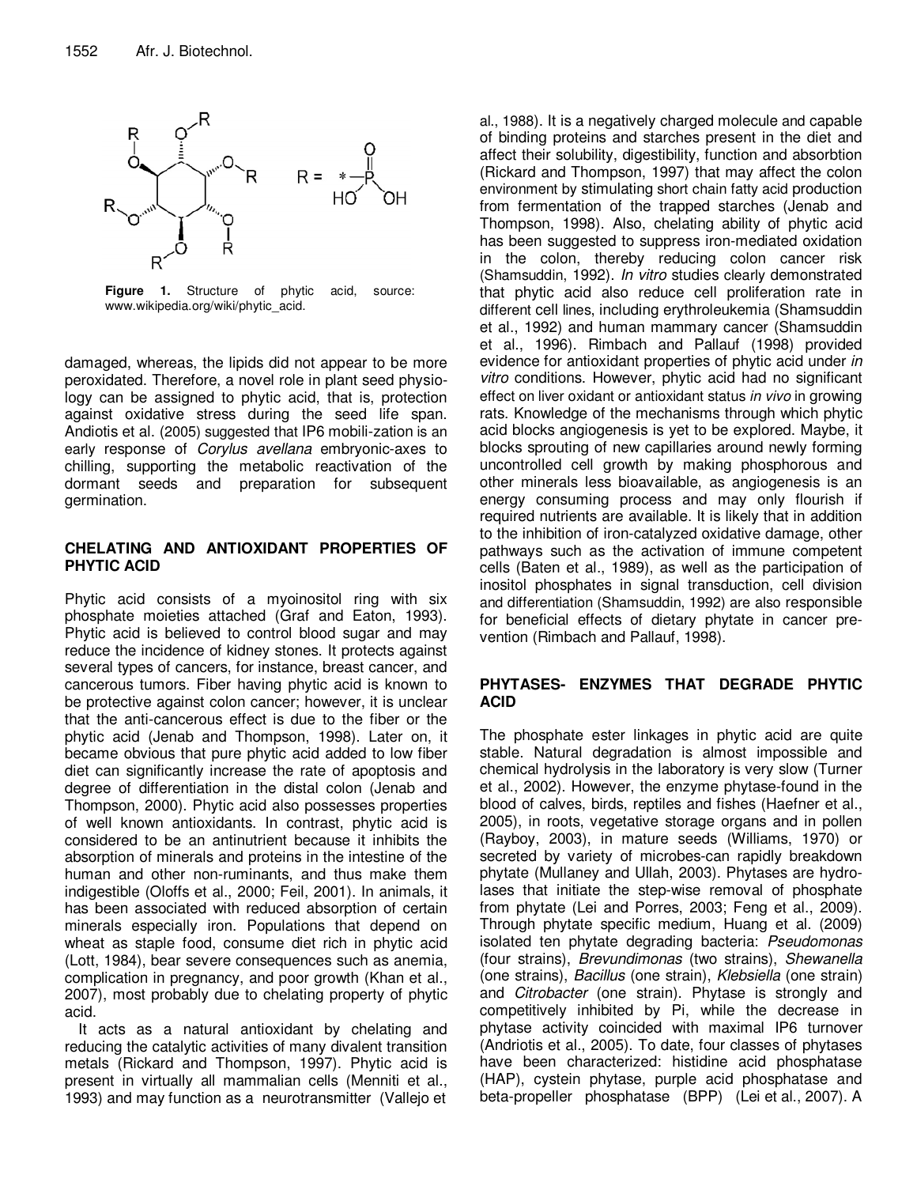Figure 1. Structure of phytic acid, source: www.wikipedia.org/wiki/phytic_acid.

damaged, whereas, the lipids did not appear to be more peroxidated. Therefore, a novel role in plant seed physiology can be assigned to phytic acid, that is, protection against oxidative stress during the seed life span. Andiotis et al. (2005) suggested that IP6 mobili-zation is an early response of *Corylus avellana* embryonic-axes to chilling, supporting the metabolic reactivation of the dormant seeds and preparation for subsequent germination.

## CHELATING AND ANTIOXIDANT PROPERTIES OF PHYTIC ACID

Phytic acid consists of a myoinositol ring with six phosphate moieties attached (Graf and Eaton, 1993). Phytic acid is believed to control blood sugar and may reduce the incidence of kidney stones. It protects against several types of cancers, for instance, breast cancer, and cancerous tumors. Fiber having phytic acid is known to be protective against colon cancer; however, it is unclear that the anti-cancerous effect is due to the fiber or the phytic acid (Jenab and Thompson, 1998). Later on, it became obvious that pure phytic acid added to low fiber diet can significantly increase the rate of apoptosis and degree of differentiation in the distal colon (Jenab and Thompson, 2000). Phytic acid also possesses properties of well known antioxidants. In contrast, phytic acid is considered to be an antinutrient because it inhibits the absorption of minerals and proteins in the intestine of the human and other non-ruminants, and thus make them indigestible (Oloffs et al., 2000; Feil, 2001). In animals, it has been associated with reduced absorption of certain minerals especially iron. Populations that depend on wheat as staple food, consume diet rich in phytic acid (Lott, 1984), bear severe consequences such as anemia, complication in pregnancy, and poor growth (Khan et al., 2007), most probably due to chelating property of phytic acid.

It acts as a natural antioxidant by chelating and reducing the catalytic activities of many divalent transition metals (Rickard and Thompson, 1997). Phytic acid is present in virtually all mammalian cells (Menniti et al., 1993) and may function as a neurotransmitter (Vallejo et al., 1988). It is a negatively charged molecule and capable of binding proteins and starches present in the diet and affect their solubility, digestibility, function and absorbtion (Rickard and Thompson, 1997) that may affect the colon environment by stimulating short chain fatty acid production from fermentation of the trapped starches (Jenab and Thompson, 1998). Also, chelating ability of phytic acid has been suggested to suppress iron-mediated oxidation in the colon, thereby reducing colon cancer risk (Shamsuddin, 1992). *In vitro* studies clearly demonstrated that phytic acid also reduce cell proliferation rate in different cell lines, including erythroleukemia (Shamsuddin et al., 1992) and human mammary cancer (Shamsuddin et al., 1996). Rimbach and Pallauf (1998) provided evidence for antioxidant properties of phytic acid under *in vitro* conditions. However, phytic acid had no significant effect on liver oxidant or antioxidant status *in vivo* in growing rats. Knowledge of the mechanisms through which phytic acid blocks angiogenesis is yet to be explored. Maybe, it blocks sprouting of new capillaries around newly forming uncontrolled cell growth by making phosphorous and other minerals less bioavailable, as angiogenesis is an energy consuming process and may only flourish if required nutrients are available. It is likely that in addition to the inhibition of iron-catalyzed oxidative damage, other pathways such as the activation of immune competent cells (Baten et al., 1989), as well as the participation of inositol phosphates in signal transduction, cell division and differentiation (Shamsuddin, 1992) are also responsible for beneficial effects of dietary phytate in cancer prevention (Rimbach and Pallauf, 1998).

## PHYTASES- ENZYMES THAT DEGRADE PHYTIC ACID

The phosphate ester linkages in phytic acid are quite stable. Natural degradation is almost impossible and chemical hydrolysis in the laboratory is very slow (Turner et al., 2002). However, the enzyme phytase-found in the blood of calves, birds, reptiles and fishes (Haefner et al., 2005), in roots, vegetative storage organs and in pollen (Rayboy, 2003), in mature seeds (Williams, 1970) or secreted by variety of microbes-can rapidly breakdown phytate (Mullaney and Ullah, 2003). Phytases are hydrolases that initiate the step-wise removal of phosphate from phytate (Lei and Porres, 2003; Feng et al., 2009). Through phytate specific medium, Huang et al. (2009) isolated ten phytate degrading bacteria: *Pseudomonas* (four strains), *Brevundimonas* (two strains), *Shewanella* (one strains), *Bacillus* (one strain), *Klebsiella* (one strain) and *Citrobacter* (one strain). Phytase is strongly and competitively inhibited by Pi, while the decrease in phytase activity coincided with maximal IP6 turnover (Andriotis et al., 2005). To date, four classes of phytases have been characterized: histidine acid phosphatase (HAP), cystein phytase, purple acid phosphatase and beta-propeller phosphatase (BPP) (Lei et al., 2007). A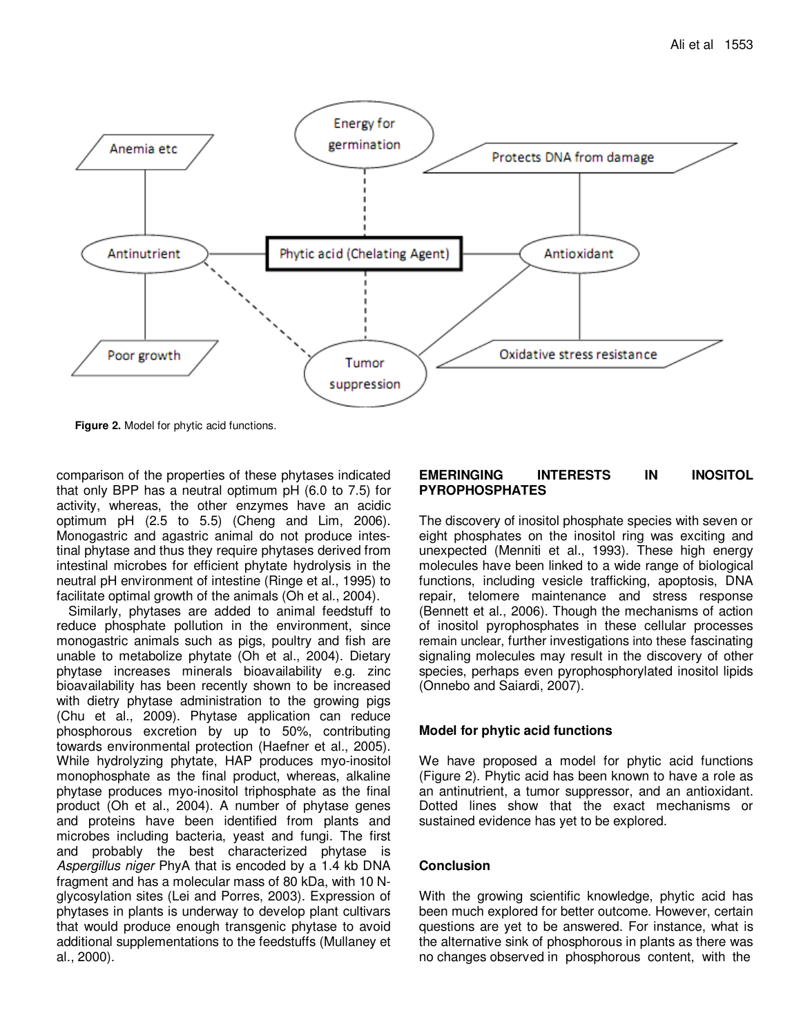Figure 2. Model for phytic acid functions.

comparison of the properties of these phytases indicated that only BPP has a neutral optimum pH (6.0 to 7.5) for activity, whereas, the other enzymes have an acidic optimum pH (2.5 to 5.5) (Cheng and Lim, 2006). Monogastric and agastric animal do not produce intestinal phytase and thus they require phytases derived from intestinal microbes for efficient phytate hydrolysis in the neutral pH environment of intestine (Ringe et al., 1995) to facilitate optimal growth of the animals (Oh et al., 2004).

Similarly, phytases are added to animal feedstuff to reduce phosphate pollution in the environment, since monogastric animals such as pigs, poultry and fish are unable to metabolize phytate (Oh et al., 2004). Dietary phytase increases minerals bioavailability e.g. zinc bioavailability has been recently shown to be increased with dietry phytase administration to the growing pigs (Chu et al., 2009). Phytase application can reduce phosphorous excretion by up to 50%, contributing towards environmental protection (Haefner et al., 2005). While hydrolyzing phytate, HAP produces myo-inositol monophosphate as the final product, whereas, alkaline phytase produces myo-inositol triphosphate as the final product (Oh et al., 2004). A number of phytase genes and proteins have been identified from plants and microbes including bacteria, yeast and fungi. The first and probably the best characterized phytase is *Aspergillus niger* PhyA that is encoded by a 1.4 kb DNA fragment and has a molecular mass of 80 kDa, with 10 N-glycosylation sites (Lei and Porres, 2003). Expression of phytases in plants is underway to develop plant cultivars that would produce enough transgenic phytase to avoid additional supplementations to the feedstuffs (Mullaney et al., 2000).

## EMERINGING INTERESTS IN INOSITOL PYROPHOSPHATES

The discovery of inositol phosphate species with seven or eight phosphates on the inositol ring was exciting and unexpected (Menniti et al., 1993). These high energy molecules have been linked to a wide range of biological functions, including vesicle trafficking, apoptosis, DNA repair, telomere maintenance and stress response (Bennett et al., 2006). Though the mechanisms of action of inositol pyrophosphates in these cellular processes remain unclear, further investigations into these fascinating signaling molecules may result in the discovery of other species, perhaps even pyrophosphorylated inositol lipids (Onnebo and Saiardi, 2007).

### Model for phytic acid functions

We have proposed a model for phytic acid functions (Figure 2). Phytic acid has been known to have a role as an antinutrient, a tumor suppressor, and an antioxidant. Dotted lines show that the exact mechanisms or sustained evidence has yet to be explored.

### Conclusion

With the growing scientific knowledge, phytic acid has been much explored for better outcome. However, certain questions are yet to be answered. For instance, what is the alternative sink of phosphorous in plants as there was no changes observed in phosphorous content, with the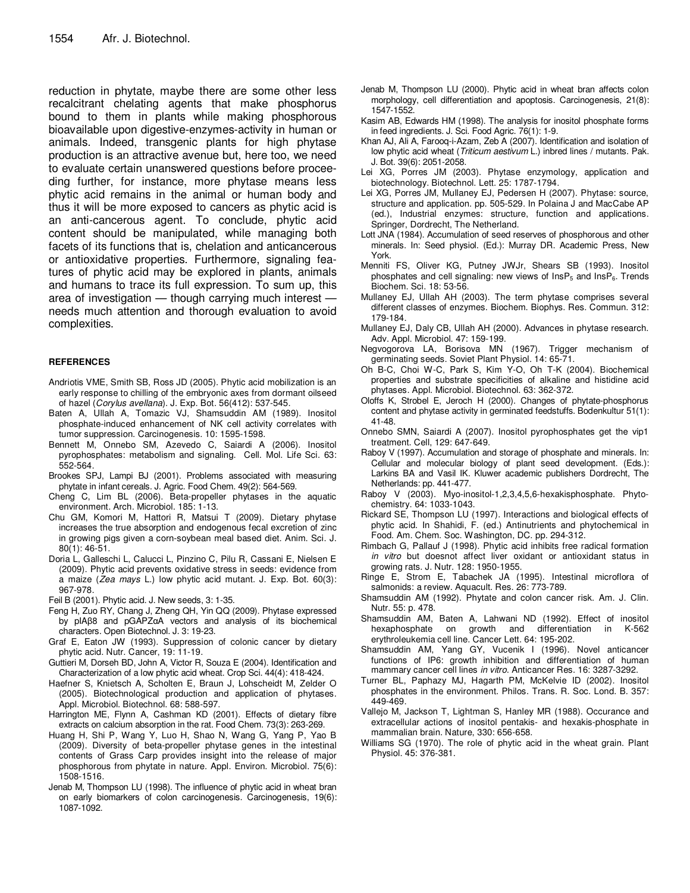reduction in phytate, maybe there are some other less recalcitrant chelating agents that make phosphorous bound to them in plants while making phosphorous bioavailable upon digestive-enzymes-activity in human or animals. Indeed, transgenic plants for high phytase production is an attractive avenue but, here too, we need to evaluate certain unanswered questions before proceeding further, for instance, more phytase means less phytic acid remains in the animal or human body and thus it will be more exposed to cancers as phytic acid is an anti-cancerous agent. To conclude, phytic acid content should be manipulated, while managing both facets of its functions that is, chelation and anticancerous or antioxidative properties. Furthermore, signaling features of phytic acid may be explored in plants, animals and humans to trace its full expression. To sum up, this area of investigation — though carrying much interest — needs much attention and thorough evaluation to avoid complexities.

## REFERENCES

Andriotis VME, Smith SB, Ross JD (2005). Phytic acid mobilization is an early response to chilling of the embryonic axes from dormant oilseed of hazel (*Corylus avellana*). J. Exp. Bot. 56(412): 537-545.

Baten A, Ullah A, Tomazic VJ, Shamsuddin AM (1989). Inositol phosphate-induced enhancement of NK cell activity correlates with tumor suppression. Carcinogenesis. 10: 1595-1598.

Bennett M, Onnebo SM, Azevedo C, Saiardi A (2006). Inositol pyrophosphates: metabolism and signaling. Cell. Mol. Life Sci. 63: 552-564.

Brookes SPJ, Lampi BJ (2001). Problems associated with measuring phytate in infant cereals. J. Agric. Food Chem. 49(2): 564-569.

Cheng C, Lim BL (2006). Beta-propeller phytases in the aquatic environment. Arch. Microbiol. 185: 1-13.

Chu GM, Komori M, Hattori R, Matsui T (2009). Dietary phytase increases the true absorption and endogenous fecal excretion of zinc in growing pigs given a corn-soybean meal based diet. Anim. Sci. J. 80(1): 46-51.

Doria L, Galleschi L, Calucci L, Pinzino C, Pilu R, Cassani E, Nielsen E (2009). Phytic acid prevents oxidative stress in seeds: evidence from a maize (*Zea mays* L.) low phytic acid mutant. J. Exp. Bot. 60(3): 967-978.

Feil B (2001). Phytic acid. J. New seeds, 3: 1-35.

Feng H, Zuo RY, Chang J, Zheng QH, Yin QQ (2009). Phytase expressed by pIAβ8 and pGAPZαA vectors and analysis of its biochemical characters. Open Biotechnol. J. 3: 19-23.

Graf E, Eaton JW (1993). Suppression of colonic cancer by dietary phytic acid. Nutr. Cancer, 19: 11-19.

Guttieri M, Dorseh BD, John A, Victor R, Souza E (2004). Identification and Characterization of a low phytic acid wheat. Crop Sci. 44(4): 418-424.

Haefner S, Knietsch A, Scholten E, Braun J, Lohscheidt M, Zelder O (2005). Biotechnological production and application of phytases. Appl. Microbiol. Biotechnol. 68: 588-597.

Harrington ME, Flynn A, Cashman KD (2001). Effects of dietary fibre extracts on calcium absorption in the rat. Food Chem. 73(3): 263-269.

Huang H, Shi P, Wang Y, Luo H, Shao N, Wang G, Yang P, Yao B (2009). Diversity of beta-propeller phytase genes in the intestinal contents of Grass Carp provides insight into the release of major phosphorous from phytate in nature. Appl. Environ. Microbiol. 75(6): 1508-1516.

Jenab M, Thompson LU (1998). The influence of phytic acid in wheat bran on early biomarkers of colon carcinogenesis. Carcinogenesis, 19(6): 1087-1092.

Jenab M, Thompson LU (2000). Phytic acid in wheat bran affects colon morphology, cell differentiation and apoptosis. Carcinogenesis, 21(8): 1547-1552.

Kasim AB, Edwards HM (1998). The analysis for inositol phosphate forms in feed ingredients. J. Sci. Food Agric. 76(1): 1-9.

Khan AJ, Ali A, Farooq-i-Azam, Zeb A (2007). Identification and isolation of low phytic acid wheat (*Triticum aestivum* L.) inbred lines / mutants. Pak. J. Bot. 39(6): 2051-2058.

Lei XG, Porres JM (2003). Phytase enzymology, application and biotechnology. Biotechnol. Lett. 25: 1787-1794.

Lei XG, Porres JM, Mullaney EJ, Pedersen H (2007). Phytase: source, structure and application. pp. 505-529. In Polaina J and MacCabe AP (ed.), Industrial enzymes: structure, function and applications. Springer, Dordrecht, The Netherland.

Lott JNA (1984). Accumulation of seed reserves of phosphorous and other minerals. In: Seed physiol. (Ed.): Murray DR. Academic Press, New York.

Menniti FS, Oliver KG, Putney JWJr, Shears SB (1993). Inositol phosphates and cell signaling: new views of $InsP_5$ and $InsP_6$. Trends Biochem. Sci. 18: 53-56.

Mullaney EJ, Ullah AH (2003). The term phytase comprises several different classes of enzymes. Biochem. Biophys. Res. Commun. 312: 179-184.

Mullaney EJ, Daly CB, Ullah AH (2000). Advances in phytase research. Adv. Appl. Microbiol. 47: 159-199.

Negvogorova LA, Borisova MN (1967). Trigger mechanism of germinating seeds. Soviet Plant Physiol. 14: 65-71.

Oh B-C, Choi W-C, Park S, Kim Y-O, Oh T-K (2004). Biochemical properties and substrate specificities of alkaline and histidine acid phytases. Appl. Microbiol. Biotechnol. 63: 362-372.

Oloffs K, Strobel E, Jeroch H (2000). Changes of phytate-phosphorus content and phytase activity in germinated feedstuffs. Bodenkultur 51(1): 41-48.

Onnebo SMN, Saiardi A (2007). Inositol pyrophosphates get the vip1 treatment. Cell, 129: 647-649.

Raboy V (1997). Accumulation and storage of phosphate and minerals. In: Cellular and molecular biology of plant seed development. (Eds.): Larkins BA and Vasil IK. Kluwer academic publishers Dordrecht, The Netherlands: pp. 441-477.

Raboy V (2003). Myo-inositol-1,2,3,4,5,6-hexakisphosphate. Phytochemistry. 64: 1033-1043.

Rickard SE, Thompson LU (1997). Interactions and biological effects of phytic acid. In Shahidi, F. (ed.) Antinutrients and phytochemical in Food. Am. Chem. Soc. Washington, DC. pp. 294-312.

Rimbach G, Pallauf J (1998). Phytic acid inhibits free radical formation *in vitro* but doesnot affect liver oxidant or antioxidant status in growing rats. J. Nutr. 128: 1950-1955.

Ringe E, Strom E, Tabachek JA (1995). Intestinal microflora of salmonids: a review. Aquacult. Res. 26: 773-789.

Shamsuddin AM (1992). Phytate and colon cancer risk. Am. J. Clin. Nutr. 55: p. 478.

Shamsuddin AM, Baten A, Lahwani ND (1992). Effect of inositol hexaphosphate on growth and differentiation in K-562 erythroleukemia cell line. Cancer Lett. 64: 195-202.

Shamsuddin AM, Yang GY, Vucenik I (1996). Novel anticancer functions of IP6: growth inhibition and differentiation of human mammary cancer cell lines *in vitro*. Anticancer Res. 16: 3287-3292.

Turner BL, Paphazy MJ, Hagarth PM, McKelvie ID (2002). Inositol phosphates in the environment. Philos. Trans. R. Soc. Lond. B. 357: 449-469.

Vallejo M, Jackson T, Lightman S, Hanley MR (1988). Occurance and extracellular actions of inositol pentakis- and hexakis-phosphate in mammalian brain. Nature, 330: 656-658.

Williams SG (1970). The role of phytic acid in the wheat grain. Plant Physiol. 45: 376-381.